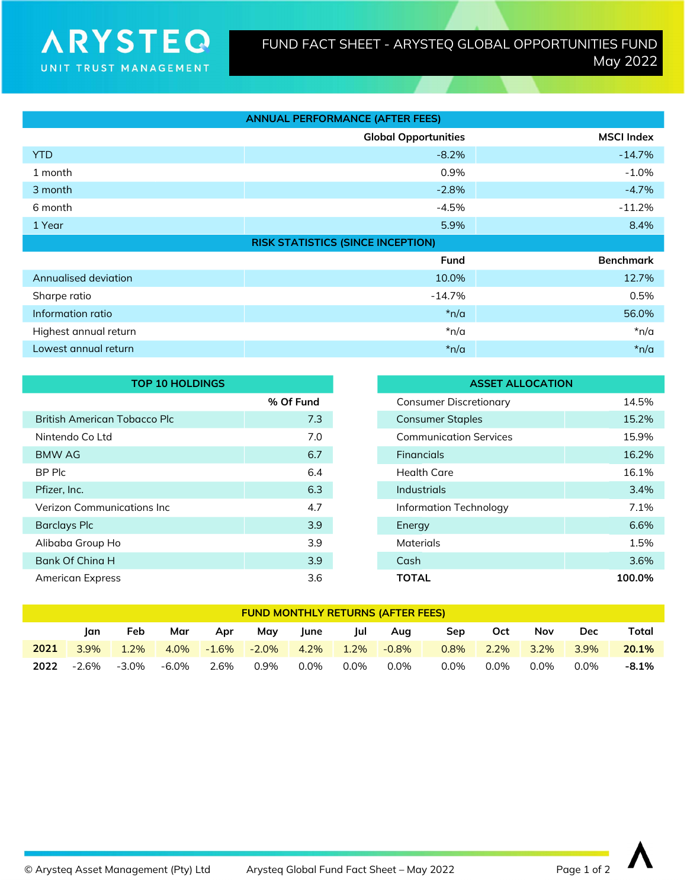# ARYSTEQ UNIT TRUST MANAGEMENT

## FUND FACT SHEET - ARYSTEQ GLOBAL OPPORTUNITIES FUND May 2022

| ANNUAL PERFORMANCE (AFTER FEES) | | |
|---|---|---|
| | Global Opportunities | MSCI Index |
| YTD | -8.2% | -14.7% |
| 1 month | 0.9% | -1.0% |
| 3 month | -2.8% | -4.7% |
| 6 month | -4.5% | -11.2% |
| 1 Year | 5.9% | 8.4% |

| RISK STATISTICS (SINCE INCEPTION) | | |
|---|---|---|
| | Fund | Benchmark |
| Annualised deviation | 10.0% | 12.7% |
| Sharpe ratio | -14.7% | 0.5% |
| Information ratio | *n/a | 56.0% |
| Highest annual return | *n/a | *n/a |
| Lowest annual return | *n/a | *n/a |

| TOP 10 HOLDINGS | % Of Fund |
|---|---|
| British American Tobacco Plc | 7.3 |
| Nintendo Co Ltd | 7.0 |
| BMW AG | 6.7 |
| BP Plc | 6.4 |
| Pfizer, Inc. | 6.3 |
| Verizon Communications Inc | 4.7 |
| Barclays Plc | 3.9 |
| Alibaba Group Ho | 3.9 |
| Bank Of China H | 3.9 |
| American Express | 3.6 |

| ASSET ALLOCATION | |
|---|---|
| Consumer Discretionary | 14.5% |
| Consumer Staples | 15.2% |
| Communication Services | 15.9% |
| Financials | 16.2% |
| Health Care | 16.1% |
| Industrials | 3.4% |
| Information Technology | 7.1% |
| Energy | 6.6% |
| Materials | 1.5% |
| Cash | 3.6% |
| **TOTAL** | **100.0%** |

| FUND MONTHLY RETURNS (AFTER FEES) | Jan | Feb | Mar | Apr | May | June | Jul | Aug | Sep | Oct | Nov | Dec | Total |
|---|---|---|---|---|---|---|---|---|---|---|---|---|---|
| **2021** | 3.9% | 1.2% | 4.0% | -1.6% | -2.0% | 4.2% | 1.2% | -0.8% | 0.8% | 2.2% | 3.2% | 3.9% | **20.1%** |
| **2022** | -2.6% | -3.0% | -6.0% | 2.6% | 0.9% | 0.0% | 0.0% | 0.0% | 0.0% | 0.0% | 0.0% | 0.0% | **-8.1%** |

© Arysteq Asset Management (Pty) Ltd — Arysteq Global Fund Fact Sheet – May 2022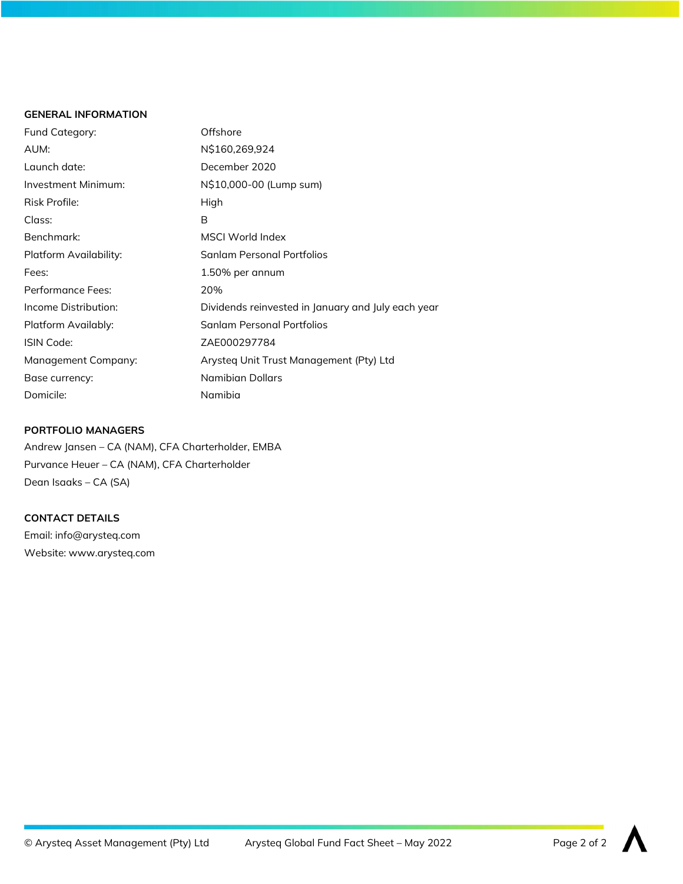## GENERAL INFORMATION

| | |
|---|---|
| Fund Category: | Offshore |
| AUM: | N$160,269,924 |
| Launch date: | December 2020 |
| Investment Minimum: | N$10,000-00 (Lump sum) |
| Risk Profile: | High |
| Class: | B |
| Benchmark: | MSCI World Index |
| Platform Availability: | Sanlam Personal Portfolios |
| Fees: | 1.50% per annum |
| Performance Fees: | 20% |
| Income Distribution: | Dividends reinvested in January and July each year |
| Platform Availably: | Sanlam Personal Portfolios |
| ISIN Code: | ZAE000297784 |
| Management Company: | Arysteq Unit Trust Management (Pty) Ltd |
| Base currency: | Namibian Dollars |
| Domicile: | Namibia |

## PORTFOLIO MANAGERS

Andrew Jansen – CA (NAM), CFA Charterholder, EMBA

Purvance Heuer – CA (NAM), CFA Charterholder

Dean Isaaks – CA (SA)

## CONTACT DETAILS

Email: info@arysteq.com

Website: www.arysteq.com